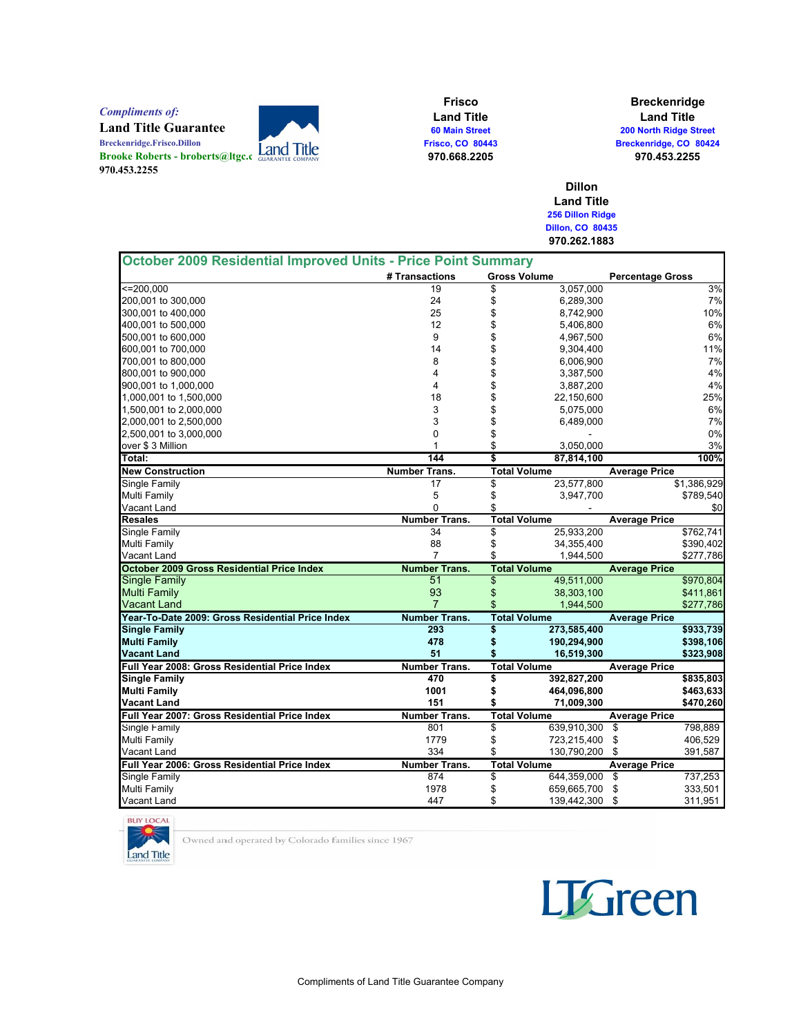*Compliments of:*

**Land Title Guarantee**

Breckenridge.Frisco.Dillon

Brooke Roberts - broberts@ltgc.c

970.453.2255

**Frisco Land Title**
60 Main Street
Frisco, CO 80443
970.668.2205

**Breckenridge Land Title**
200 North Ridge Street
Breckenridge, CO 80424
970.453.2255

**Dillon Land Title**
256 Dillon Ridge
Dillon, CO 80435
970.262.1883

## October 2009 Residential Improved Units - Price Point Summary

| | # Transactions | Gross Volume | Percentage Gross |
|---|---|---|---|
| <=200,000 | 19 | $ 3,057,000 | 3% |
| 200,001 to 300,000 | 24 | $ 6,289,300 | 7% |
| 300,001 to 400,000 | 25 | $ 8,742,900 | 10% |
| 400,001 to 500,000 | 12 | $ 5,406,800 | 6% |
| 500,001 to 600,000 | 9 | $ 4,967,500 | 6% |
| 600,001 to 700,000 | 14 | $ 9,304,400 | 11% |
| 700,001 to 800,000 | 8 | $ 6,006,900 | 7% |
| 800,001 to 900,000 | 4 | $ 3,387,500 | 4% |
| 900,001 to 1,000,000 | 4 | $ 3,887,200 | 4% |
| 1,000,001 to 1,500,000 | 18 | $ 22,150,600 | 25% |
| 1,500,001 to 2,000,000 | 3 | $ 5,075,000 | 6% |
| 2,000,001 to 2,500,000 | 3 | $ 6,489,000 | 7% |
| 2,500,001 to 3,000,000 | 0 | $ - | 0% |
| over $ 3 Million | 1 | $ 3,050,000 | 3% |
| **Total:** | **144** | **$ 87,814,100** | **100%** |
| **New Construction** | **Number Trans.** | **Total Volume** | **Average Price** |
| Single Family | 17 | $ 23,577,800 | $1,386,929 |
| Multi Family | 5 | $ 3,947,700 | $789,540 |
| Vacant Land | 0 | $ - | $0 |
| **Resales** | **Number Trans.** | **Total Volume** | **Average Price** |
| Single Family | 34 | $ 25,933,200 | $762,741 |
| Multi Family | 88 | $ 34,355,400 | $390,402 |
| Vacant Land | 7 | $ 1,944,500 | $277,786 |
| **October 2009 Gross Residential Price Index** | **Number Trans.** | **Total Volume** | **Average Price** |
| Single Family | 51 | $ 49,511,000 | $970,804 |
| Multi Family | 93 | $ 38,303,100 | $411,861 |
| Vacant Land | 7 | $ 1,944,500 | $277,786 |
| **Year-To-Date 2009: Gross Residential Price Index** | **Number Trans.** | **Total Volume** | **Average Price** |
| **Single Family** | **293** | **$ 273,585,400** | **$933,739** |
| **Multi Family** | **478** | **$ 190,294,900** | **$398,106** |
| **Vacant Land** | **51** | **$ 16,519,300** | **$323,908** |
| **Full Year 2008: Gross Residential Price Index** | **Number Trans.** | **Total Volume** | **Average Price** |
| **Single Family** | **470** | **$ 392,827,200** | **$835,803** |
| **Multi Family** | **1001** | **$ 464,096,800** | **$463,633** |
| **Vacant Land** | **151** | **$ 71,009,300** | **$470,260** |
| **Full Year 2007: Gross Residential Price Index** | **Number Trans.** | **Total Volume** | **Average Price** |
| Single Family | 801 | $ 639,910,300 | $ 798,889 |
| Multi Family | 1779 | $ 723,215,400 | $ 406,529 |
| Vacant Land | 334 | $ 130,790,200 | $ 391,587 |
| **Full Year 2006: Gross Residential Price Index** | **Number Trans.** | **Total Volume** | **Average Price** |
| Single Family | 874 | $ 644,359,000 | $ 737,253 |
| Multi Family | 1978 | $ 659,665,700 | $ 333,501 |
| Vacant Land | 447 | $ 139,442,300 | $ 311,951 |

BUY LOCAL Land Title

Owned and operated by Colorado families since 1967

LTGreen

Compliments of Land Title Guarantee Company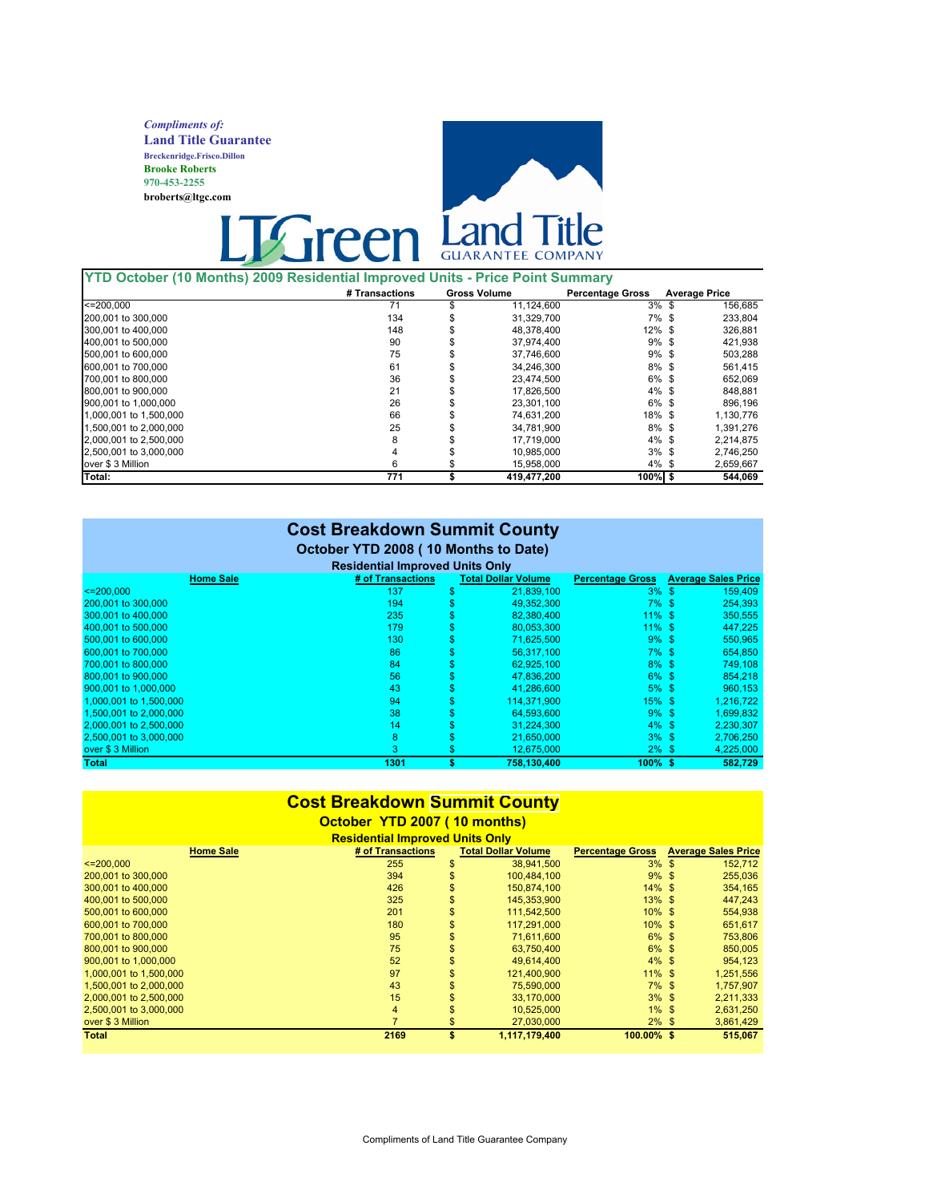*Compliments of:*
**Land Title Guarantee**
Breckenridge.Frisco.Dillon
**Brooke Roberts**
970-453-2255
broberts@ltgc.com

LTGreen Land Title GUARANTEE COMPANY

## YTD October (10 Months) 2009 Residential Improved Units - Price Point Summary

| | # Transactions | Gross Volume | Percentage Gross | Average Price |
|---|---|---|---|---|
| <=200,000 | 71 | $ 11,124,600 | 3% | $ 156,685 |
| 200,001 to 300,000 | 134 | $ 31,329,700 | 7% | $ 233,804 |
| 300,001 to 400,000 | 148 | $ 48,378,400 | 12% | $ 326,881 |
| 400,001 to 500,000 | 90 | $ 37,974,400 | 9% | $ 421,938 |
| 500,001 to 600,000 | 75 | $ 37,746,600 | 9% | $ 503,288 |
| 600,001 to 700,000 | 61 | $ 34,246,300 | 8% | $ 561,415 |
| 700,001 to 800,000 | 36 | $ 23,474,500 | 6% | $ 652,069 |
| 800,001 to 900,000 | 21 | $ 17,826,500 | 4% | $ 848,881 |
| 900,001 to 1,000,000 | 26 | $ 23,301,100 | 6% | $ 896,196 |
| 1,000,001 to 1,500,000 | 66 | $ 74,631,200 | 18% | $ 1,130,776 |
| 1,500,001 to 2,000,000 | 25 | $ 34,781,900 | 8% | $ 1,391,276 |
| 2,000,001 to 2,500,000 | 8 | $ 17,719,000 | 4% | $ 2,214,875 |
| 2,500,001 to 3,000,000 | 4 | $ 10,985,000 | 3% | $ 2,746,250 |
| over $ 3 Million | 6 | $ 15,958,000 | 4% | $ 2,659,667 |
| **Total:** | **771** | **$ 419,477,200** | **100%** | **$ 544,069** |

## Cost Breakdown Summit County

### October YTD 2008 ( 10 Months to Date)

**Residential Improved Units Only**

| Home Sale | # of Transactions | Total Dollar Volume | Percentage Gross | Average Sales Price |
|---|---|---|---|---|
| <=200,000 | 137 | $ 21,839,100 | 3% | $ 159,409 |
| 200,001 to 300,000 | 194 | $ 49,352,300 | 7% | $ 254,393 |
| 300,001 to 400,000 | 235 | $ 82,380,400 | 11% | $ 350,555 |
| 400,001 to 500,000 | 179 | $ 80,053,300 | 11% | $ 447,225 |
| 500,001 to 600,000 | 130 | $ 71,625,500 | 9% | $ 550,965 |
| 600,001 to 700,000 | 86 | $ 56,317,100 | 7% | $ 654,850 |
| 700,001 to 800,000 | 84 | $ 62,925,100 | 8% | $ 749,108 |
| 800,001 to 900,000 | 56 | $ 47,836,200 | 6% | $ 854,218 |
| 900,001 to 1,000,000 | 43 | $ 41,286,600 | 5% | $ 960,153 |
| 1,000,001 to 1,500,000 | 94 | $ 114,371,900 | 15% | $ 1,216,722 |
| 1,500,001 to 2,000,000 | 38 | $ 64,593,600 | 9% | $ 1,699,832 |
| 2,000,001 to 2,500,000 | 14 | $ 31,224,300 | 4% | $ 2,230,307 |
| 2,500,001 to 3,000,000 | 8 | $ 21,650,000 | 3% | $ 2,706,250 |
| over $ 3 Million | 3 | $ 12,675,000 | 2% | $ 4,225,000 |
| **Total** | **1301** | **$ 758,130,400** | **100%** | **$ 582,729** |

## Cost Breakdown Summit County

### October YTD 2007 ( 10 months)

**Residential Improved Units Only**

| Home Sale | # of Transactions | Total Dollar Volume | Percentage Gross | Average Sales Price |
|---|---|---|---|---|
| <=200,000 | 255 | $ 38,941,500 | 3% | $ 152,712 |
| 200,001 to 300,000 | 394 | $ 100,484,100 | 9% | $ 255,036 |
| 300,001 to 400,000 | 426 | $ 150,874,100 | 14% | $ 354,165 |
| 400,001 to 500,000 | 325 | $ 145,353,900 | 13% | $ 447,243 |
| 500,001 to 600,000 | 201 | $ 111,542,500 | 10% | $ 554,938 |
| 600,001 to 700,000 | 180 | $ 117,291,000 | 10% | $ 651,617 |
| 700,001 to 800,000 | 95 | $ 71,611,600 | 6% | $ 753,806 |
| 800,001 to 900,000 | 75 | $ 63,750,400 | 6% | $ 850,005 |
| 900,001 to 1,000,000 | 52 | $ 49,614,400 | 4% | $ 954,123 |
| 1,000,001 to 1,500,000 | 97 | $ 121,400,900 | 11% | $ 1,251,556 |
| 1,500,001 to 2,000,000 | 43 | $ 75,590,000 | 7% | $ 1,757,907 |
| 2,000,001 to 2,500,000 | 15 | $ 33,170,000 | 3% | $ 2,211,333 |
| 2,500,001 to 3,000,000 | 4 | $ 10,525,000 | 1% | $ 2,631,250 |
| over $ 3 Million | 7 | $ 27,030,000 | 2% | $ 3,861,429 |
| **Total** | **2169** | **$ 1,117,179,400** | **100.00%** | **$ 515,067** |

Compliments of Land Title Guarantee Company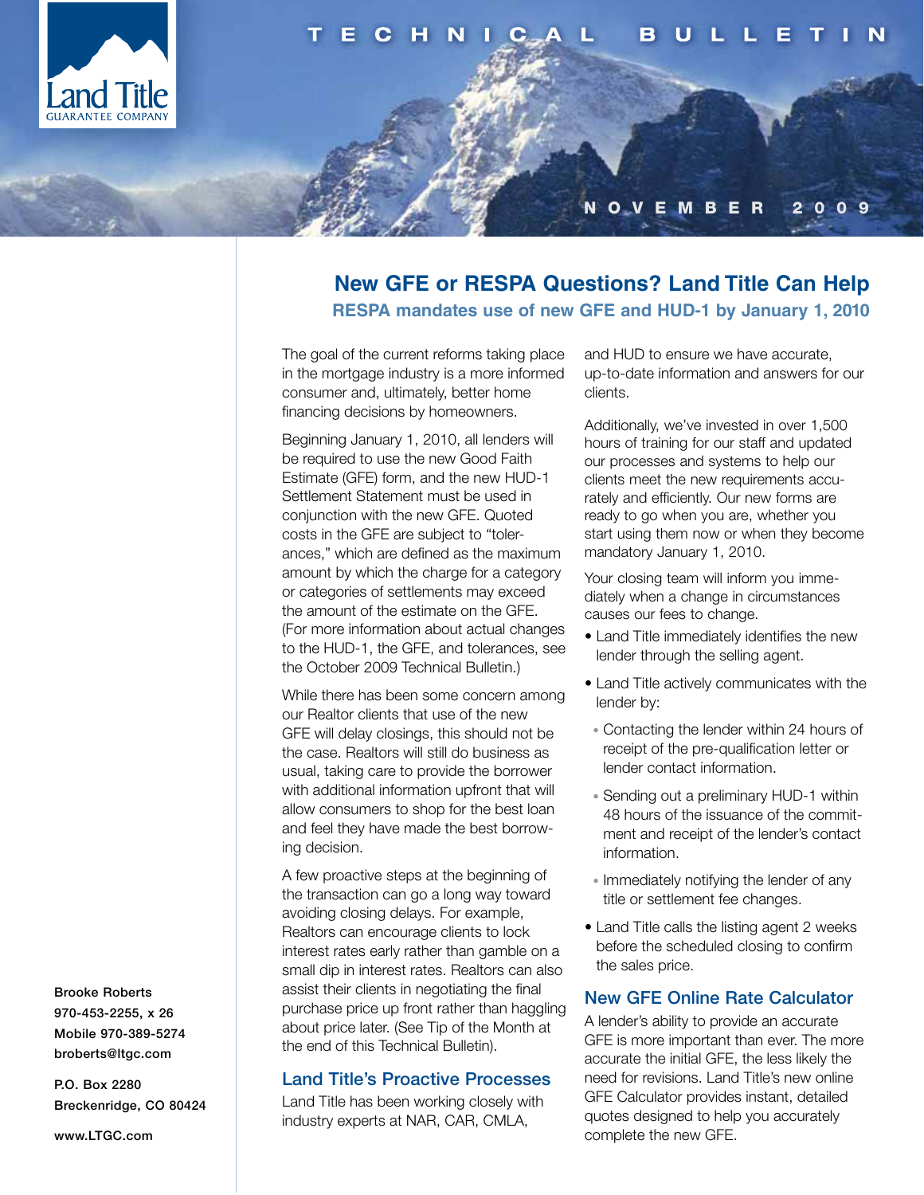# TECHNICAL BULLETIN

NOVEMBER 2009

## New GFE or RESPA Questions? Land Title Can Help

### RESPA mandates use of new GFE and HUD-1 by January 1, 2010

The goal of the current reforms taking place in the mortgage industry is a more informed consumer and, ultimately, better home financing decisions by homeowners.

Beginning January 1, 2010, all lenders will be required to use the new Good Faith Estimate (GFE) form, and the new HUD-1 Settlement Statement must be used in conjunction with the new GFE. Quoted costs in the GFE are subject to "tolerances," which are defined as the maximum amount by which the charge for a category or categories of settlements may exceed the amount of the estimate on the GFE. (For more information about actual changes to the HUD-1, the GFE, and tolerances, see the October 2009 Technical Bulletin.)

While there has been some concern among our Realtor clients that use of the new GFE will delay closings, this should not be the case. Realtors will still do business as usual, taking care to provide the borrower with additional information upfront that will allow consumers to shop for the best loan and feel they have made the best borrowing decision.

A few proactive steps at the beginning of the transaction can go a long way toward avoiding closing delays. For example, Realtors can encourage clients to lock interest rates early rather than gamble on a small dip in interest rates. Realtors can also assist their clients in negotiating the final purchase price up front rather than haggling about price later. (See Tip of the Month at the end of this Technical Bulletin).

### Land Title's Proactive Processes

Land Title has been working closely with industry experts at NAR, CAR, CMLA, and HUD to ensure we have accurate, up-to-date information and answers for our clients.

Additionally, we've invested in over 1,500 hours of training for our staff and updated our processes and systems to help our clients meet the new requirements accurately and efficiently. Our new forms are ready to go when you are, whether you start using them now or when they become mandatory January 1, 2010.

Your closing team will inform you immediately when a change in circumstances causes our fees to change.

- Land Title immediately identifies the new lender through the selling agent.
- Land Title actively communicates with the lender by:
  - Contacting the lender within 24 hours of receipt of the pre-qualification letter or lender contact information.
  - Sending out a preliminary HUD-1 within 48 hours of the issuance of the commitment and receipt of the lender's contact information.
  - Immediately notifying the lender of any title or settlement fee changes.
- Land Title calls the listing agent 2 weeks before the scheduled closing to confirm the sales price.

### New GFE Online Rate Calculator

A lender's ability to provide an accurate GFE is more important than ever. The more accurate the initial GFE, the less likely the need for revisions. Land Title's new online GFE Calculator provides instant, detailed quotes designed to help you accurately complete the new GFE.

Brooke Roberts
970-453-2255, x 26
Mobile 970-389-5274
broberts@ltgc.com

P.O. Box 2280
Breckenridge, CO 80424

www.LTGC.com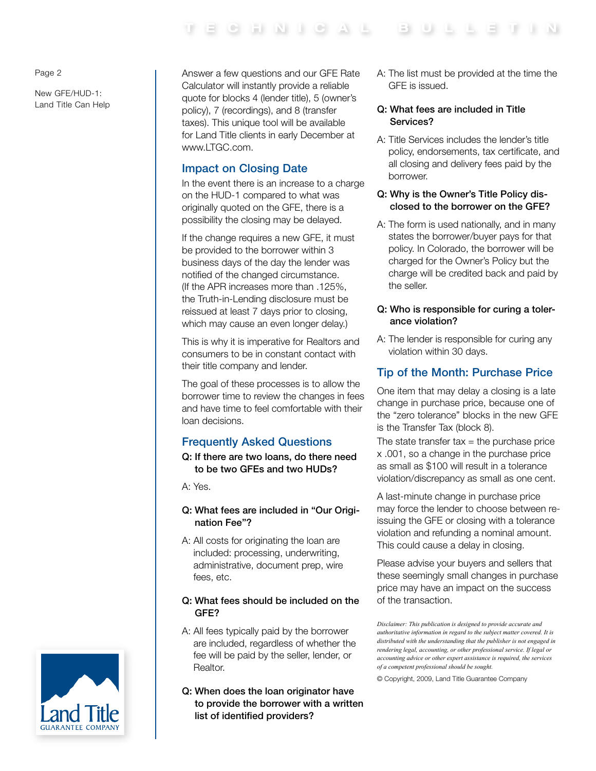Answer a few questions and our GFE Rate Calculator will instantly provide a reliable quote for blocks 4 (lender title), 5 (owner's policy), 7 (recordings), and 8 (transfer taxes). This unique tool will be available for Land Title clients in early December at www.LTGC.com.

## Impact on Closing Date

In the event there is an increase to a charge on the HUD-1 compared to what was originally quoted on the GFE, there is a possibility the closing may be delayed.

If the change requires a new GFE, it must be provided to the borrower within 3 business days of the day the lender was notified of the changed circumstance. (If the APR increases more than .125%, the Truth-in-Lending disclosure must be reissued at least 7 days prior to closing, which may cause an even longer delay.)

This is why it is imperative for Realtors and consumers to be in constant contact with their title company and lender.

The goal of these processes is to allow the borrower time to review the changes in fees and have time to feel comfortable with their loan decisions.

## Frequently Asked Questions

**Q: If there are two loans, do there need to be two GFEs and two HUDs?**

A: Yes.

**Q: What fees are included in "Our Origination Fee"?**

A: All costs for originating the loan are included: processing, underwriting, administrative, document prep, wire fees, etc.

**Q: What fees should be included on the GFE?**

A: All fees typically paid by the borrower are included, regardless of whether the fee will be paid by the seller, lender, or Realtor.

**Q: When does the loan originator have to provide the borrower with a written list of identified providers?**

A: The list must be provided at the time the GFE is issued.

**Q: What fees are included in Title Services?**

A: Title Services includes the lender's title policy, endorsements, tax certificate, and all closing and delivery fees paid by the borrower.

**Q: Why is the Owner's Title Policy disclosed to the borrower on the GFE?**

A: The form is used nationally, and in many states the borrower/buyer pays for that policy. In Colorado, the borrower will be charged for the Owner's Policy but the charge will be credited back and paid by the seller.

**Q: Who is responsible for curing a tolerance violation?**

A: The lender is responsible for curing any violation within 30 days.

## Tip of the Month: Purchase Price

One item that may delay a closing is a late change in purchase price, because one of the "zero tolerance" blocks in the new GFE is the Transfer Tax (block 8).

The state transfer tax = the purchase price x .001, so a change in the purchase price as small as $100 will result in a tolerance violation/discrepancy as small as one cent.

A last-minute change in purchase price may force the lender to choose between re-issuing the GFE or closing with a tolerance violation and refunding a nominal amount. This could cause a delay in closing.

Please advise your buyers and sellers that these seemingly small changes in purchase price may have an impact on the success of the transaction.

*Disclaimer: This publication is designed to provide accurate and authoritative information in regard to the subject matter covered. It is distributed with the understanding that the publisher is not engaged in rendering legal, accounting, or other professional service. If legal or accounting advice or other expert assistance is required, the services of a competent professional should be sought.*

© Copyright, 2009, Land Title Guarantee Company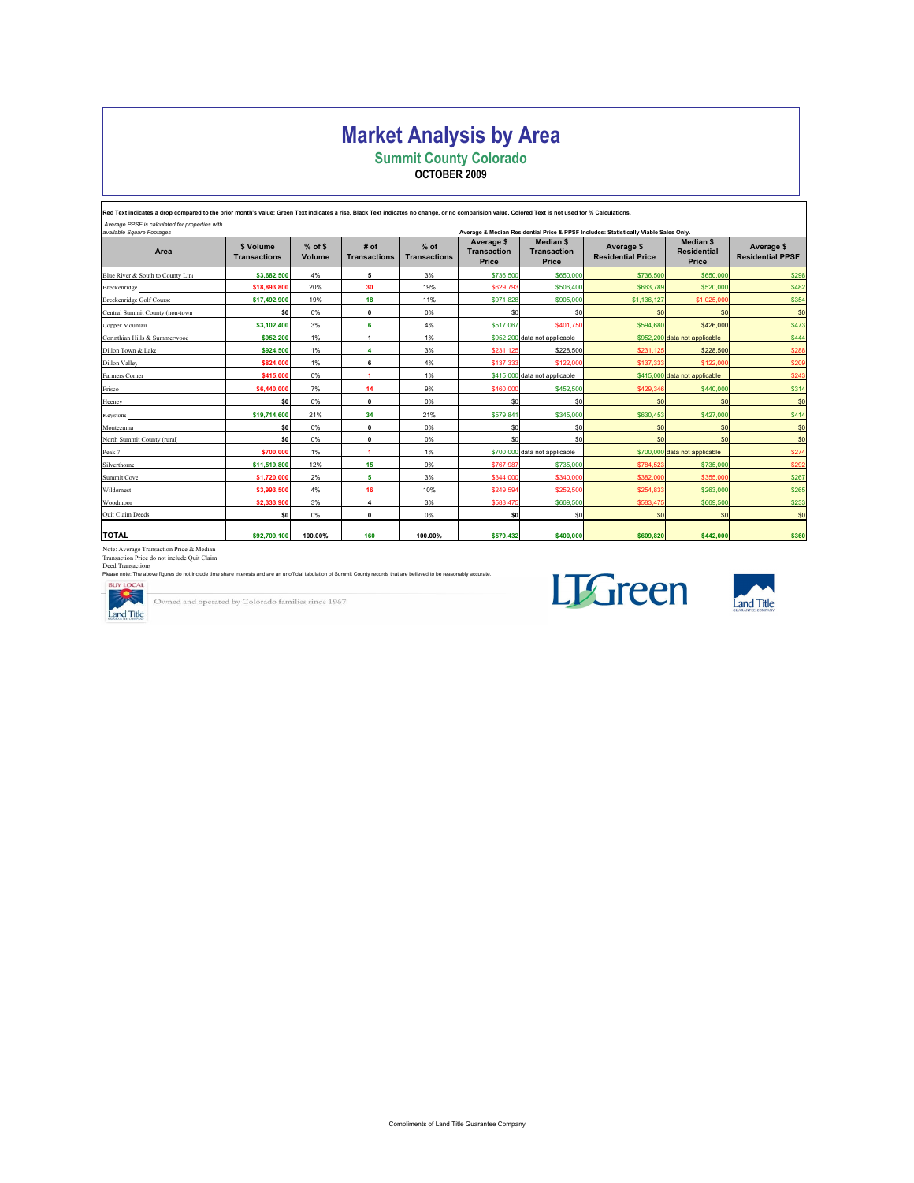# Market Analysis by Area

## Summit County Colorado

### OCTOBER 2009

Red Text indicates a drop compared to the prior month's value; Green Text indicates a rise, Black Text indicates no change, or no comparision value. Colored Text is not used for % Calculations.

*Average PPSF is calculated for properties with available Square Footages*

Average & Median Residential Price & PPSF Includes: Statistically Viable Sales Only.

| Area | $ Volume Transactions | % of $ Volume | # of Transactions | % of Transactions | Average $ Transaction Price | Median $ Transaction Price | Average $ Residential Price | Median $ Residential Price | Average $ Residential PPSF |
|---|---|---|---|---|---|---|---|---|---|
| Blue River & South to County Line | $3,682,500 | 4% | 5 | 3% | $736,500 | $650,000 | $736,500 | $650,000 | $298 |
| Breckenridge | $18,893,800 | 20% | 30 | 19% | $629,793 | $506,400 | $663,789 | $520,000 | $482 |
| Breckenridge Golf Course | $17,492,900 | 19% | 18 | 11% | $971,828 | $905,000 | $1,136,127 | $1,025,000 | $354 |
| Central Summit County (non-town) | $0 | 0% | 0 | 0% | $0 | $0 | $0 | $0 | $0 |
| Copper Mountain | $3,102,400 | 3% | 6 | 4% | $517,067 | $401,750 | $594,680 | $426,000 | $473 |
| Corinthian Hills & Summerwood | $952,200 | 1% | 1 | 1% | $952,200 | data not applicable | $952,200 | data not applicable | $444 |
| Dillon Town & Lake | $924,500 | 1% | 4 | 3% | $231,125 | $228,500 | $231,125 | $228,500 | $288 |
| Dillon Valley | $824,000 | 1% | 6 | 4% | $137,333 | $122,000 | $137,333 | $122,000 | $209 |
| Farmers Corner | $415,000 | 0% | 1 | 1% | $415,000 | data not applicable | $415,000 | data not applicable | $243 |
| Frisco | $6,440,000 | 7% | 14 | 9% | $460,000 | $452,500 | $429,346 | $440,000 | $314 |
| Heeney | $0 | 0% | 0 | 0% | $0 | $0 | $0 | $0 | $0 |
| Keystone | $19,714,600 | 21% | 34 | 21% | $579,841 | $345,000 | $630,453 | $427,000 | $414 |
| Montezuma | $0 | 0% | 0 | 0% | $0 | $0 | $0 | $0 | $0 |
| North Summit County (rural) | $0 | 0% | 0 | 0% | $0 | $0 | $0 | $0 | $0 |
| Peak 7 | $700,000 | 1% | 1 | 1% | $700,000 | data not applicable | $700,000 | data not applicable | $274 |
| Silverthorne | $11,519,800 | 12% | 15 | 9% | $767,987 | $735,000 | $784,523 | $735,000 | $292 |
| Summit Cove | $1,720,000 | 2% | 5 | 3% | $344,000 | $340,000 | $382,000 | $355,000 | $267 |
| Wildernest | $3,993,500 | 4% | 16 | 10% | $249,594 | $252,500 | $254,833 | $263,000 | $265 |
| Woodmoor | $2,333,900 | 3% | 4 | 3% | $583,475 | $669,500 | $583,475 | $669,500 | $233 |
| Quit Claim Deeds | $0 | 0% | 0 | 0% | $0 | $0 | $0 | $0 | $0 |
| **TOTAL** | $92,709,100 | 100.00% | 160 | 100.00% | $579,432 | $400,000 | $609,820 | $442,000 | $360 |

Note: Average Transaction Price & Median Transaction Price do not include Quit Claim Deed Transactions

Please note: The above figures do not include time share interests and are an unofficial tabulation of Summit County records that are believed to be reasonably accurate.

BUY LOCAL Land Title — Owned and operated by Colorado families since 1967

LTGreen

Land Title Guarantee Company

Compliments of Land Title Guarantee Company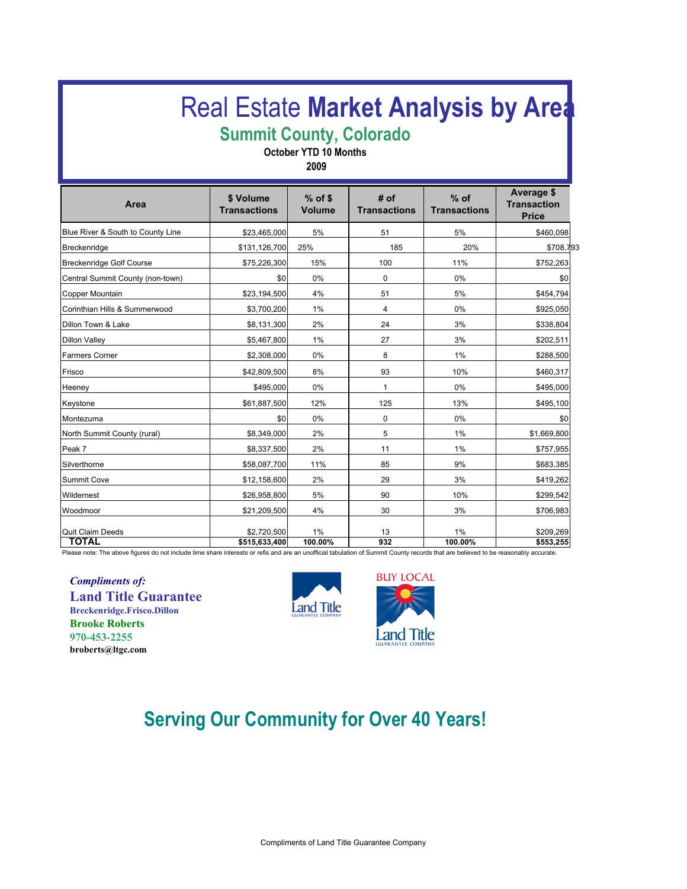# Real Estate **Market Analysis by Area**

## Summit County, Colorado

**October YTD 10 Months**

**2009**

| Area | $ Volume Transactions | % of $ Volume | # of Transactions | % of Transactions | Average $ Transaction Price |
|---|---|---|---|---|---|
| Blue River & South to County Line | $23,465,000 | 5% | 51 | 5% | $460,098 |
| Breckenridge | $131,126,700 | 25% | 185 | 20% | $708,793 |
| Breckenridge Golf Course | $75,226,300 | 15% | 100 | 11% | $752,263 |
| Central Summit County (non-town) | $0 | 0% | 0 | 0% | $0 |
| Copper Mountain | $23,194,500 | 4% | 51 | 5% | $454,794 |
| Corinthian Hills & Summerwood | $3,700,200 | 1% | 4 | 0% | $925,050 |
| Dillon Town & Lake | $8,131,300 | 2% | 24 | 3% | $338,804 |
| Dillon Valley | $5,467,800 | 1% | 27 | 3% | $202,511 |
| Farmers Corner | $2,308,000 | 0% | 8 | 1% | $288,500 |
| Frisco | $42,809,500 | 8% | 93 | 10% | $460,317 |
| Heeney | $495,000 | 0% | 1 | 0% | $495,000 |
| Keystone | $61,887,500 | 12% | 125 | 13% | $495,100 |
| Montezuma | $0 | 0% | 0 | 0% | $0 |
| North Summit County (rural) | $8,349,000 | 2% | 5 | 1% | $1,669,800 |
| Peak 7 | $8,337,500 | 2% | 11 | 1% | $757,955 |
| Silverthorne | $58,087,700 | 11% | 85 | 9% | $683,385 |
| Summit Cove | $12,158,600 | 2% | 29 | 3% | $419,262 |
| Wildernest | $26,958,800 | 5% | 90 | 10% | $299,542 |
| Woodmoor | $21,209,500 | 4% | 30 | 3% | $706,983 |
| Quit Claim Deeds | $2,720,500 | 1% | 13 | 1% | $209,269 |
| **TOTAL** | **$515,633,400** | **100.00%** | **932** | **100.00%** | **$553,255** |

Please note: The above figures do not include time share interests or refis and are an unofficial tabulation of Summit County records that are believed to be reasonably accurate.

***Compliments of:***

**Land Title Guarantee**

**Breckenridge.Frisco.Dillon**

**Brooke Roberts**

**970-453-2255**

**broberts@ltgc.com**

Land Title GUARANTEE COMPANY

BUY LOCAL

Land Title GUARANTEE COMPANY

## Serving Our Community for Over 40 Years!

Compliments of Land Title Guarantee Company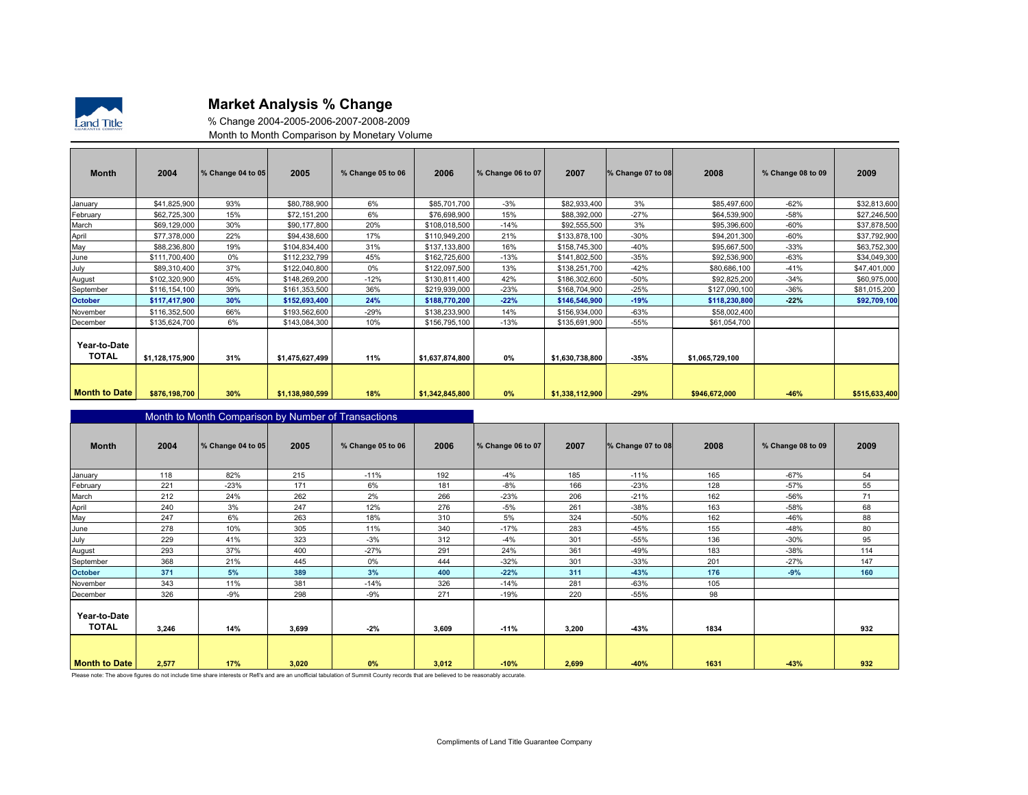# Market Analysis % Change

% Change 2004-2005-2006-2007-2008-2009

Month to Month Comparison by Monetary Volume

| Month | 2004 | % Change 04 to 05 | 2005 | % Change 05 to 06 | 2006 | % Change 06 to 07 | 2007 | % Change 07 to 08 | 2008 | % Change 08 to 09 | 2009 |
|---|---|---|---|---|---|---|---|---|---|---|---|
| January | $41,825,900 | 93% | $80,788,900 | 6% | $85,701,700 | -3% | $82,933,400 | 3% | $85,497,600 | -62% | $32,813,600 |
| February | $62,725,300 | 15% | $72,151,200 | 6% | $76,698,900 | 15% | $88,392,000 | -27% | $64,539,900 | -58% | $27,246,500 |
| March | $69,129,000 | 30% | $90,177,800 | 20% | $108,018,500 | -14% | $92,555,500 | 3% | $95,396,600 | -60% | $37,878,500 |
| April | $77,378,000 | 22% | $94,438,600 | 17% | $110,949,200 | 21% | $133,878,100 | -30% | $94,201,300 | -60% | $37,792,900 |
| May | $88,236,800 | 19% | $104,834,400 | 31% | $137,133,800 | 16% | $158,745,300 | -40% | $95,667,500 | -33% | $63,752,300 |
| June | $111,700,400 | 0% | $112,232,799 | 45% | $162,725,600 | -13% | $141,802,500 | -35% | $92,536,900 | -63% | $34,049,300 |
| July | $89,310,400 | 37% | $122,040,800 | 0% | $122,097,500 | 13% | $138,251,700 | -42% | $80,686,100 | -41% | $47,401,000 |
| August | $102,320,900 | 45% | $148,269,200 | -12% | $130,811,400 | 42% | $186,302,600 | -50% | $92,825,200 | -34% | $60,975,000 |
| September | $116,154,100 | 39% | $161,353,500 | 36% | $219,939,000 | -23% | $168,704,900 | -25% | $127,090,100 | -36% | $81,015,200 |
| **October** | **$117,417,900** | **30%** | **$152,693,400** | **24%** | **$188,770,200** | **-22%** | **$146,546,900** | **-19%** | **$118,230,800** | **-22%** | **$92,709,100** |
| November | $116,352,500 | 66% | $193,562,600 | -29% | $138,233,900 | 14% | $156,934,000 | -63% | $58,002,400 | | |
| December | $135,624,700 | 6% | $143,084,300 | 10% | $156,795,100 | -13% | $135,691,900 | -55% | $61,054,700 | | |
| **Year-to-Date TOTAL** | **$1,128,175,900** | **31%** | **$1,475,627,499** | **11%** | **$1,637,874,800** | **0%** | **$1,630,738,800** | **-35%** | **$1,065,729,100** | | |
| **Month to Date** | **$876,198,700** | **30%** | **$1,138,980,599** | **18%** | **$1,342,845,800** | **0%** | **$1,338,112,900** | **-29%** | **$946,672,000** | **-46%** | **$515,633,400** |

Month to Month Comparison by Number of Transactions

| Month | 2004 | % Change 04 to 05 | 2005 | % Change 05 to 06 | 2006 | % Change 06 to 07 | 2007 | % Change 07 to 08 | 2008 | % Change 08 to 09 | 2009 |
|---|---|---|---|---|---|---|---|---|---|---|---|
| January | 118 | 82% | 215 | -11% | 192 | -4% | 185 | -11% | 165 | -67% | 54 |
| February | 221 | -23% | 171 | 6% | 181 | -8% | 166 | -23% | 128 | -57% | 55 |
| March | 212 | 24% | 262 | 2% | 266 | -23% | 206 | -21% | 162 | -56% | 71 |
| April | 240 | 3% | 247 | 12% | 276 | -5% | 261 | -38% | 163 | -58% | 68 |
| May | 247 | 6% | 263 | 18% | 310 | 5% | 324 | -50% | 162 | -46% | 88 |
| June | 278 | 10% | 305 | 11% | 340 | -17% | 283 | -45% | 155 | -48% | 80 |
| July | 229 | 41% | 323 | -3% | 312 | -4% | 301 | -55% | 136 | -30% | 95 |
| August | 293 | 37% | 400 | -27% | 291 | 24% | 361 | -49% | 183 | -38% | 114 |
| September | 368 | 21% | 445 | 0% | 444 | -32% | 301 | -33% | 201 | -27% | 147 |
| **October** | **371** | **5%** | **389** | **3%** | **400** | **-22%** | **311** | **-43%** | **176** | **-9%** | **160** |
| November | 343 | 11% | 381 | -14% | 326 | -14% | 281 | -63% | 105 | | |
| December | 326 | -9% | 298 | -9% | 271 | -19% | 220 | -55% | 98 | | |
| **Year-to-Date TOTAL** | **3,246** | **14%** | **3,699** | **-2%** | **3,609** | **-11%** | **3,200** | **-43%** | **1834** | | **932** |
| **Month to Date** | **2,577** | **17%** | **3,020** | **0%** | **3,012** | **-10%** | **2,699** | **-40%** | **1631** | **-43%** | **932** |

Please note: The above figures do not include time share interests or Refi's and are an unofficial tabulation of Summit County records that are believed to be reasonably accurate.

Compliments of Land Title Guarantee Company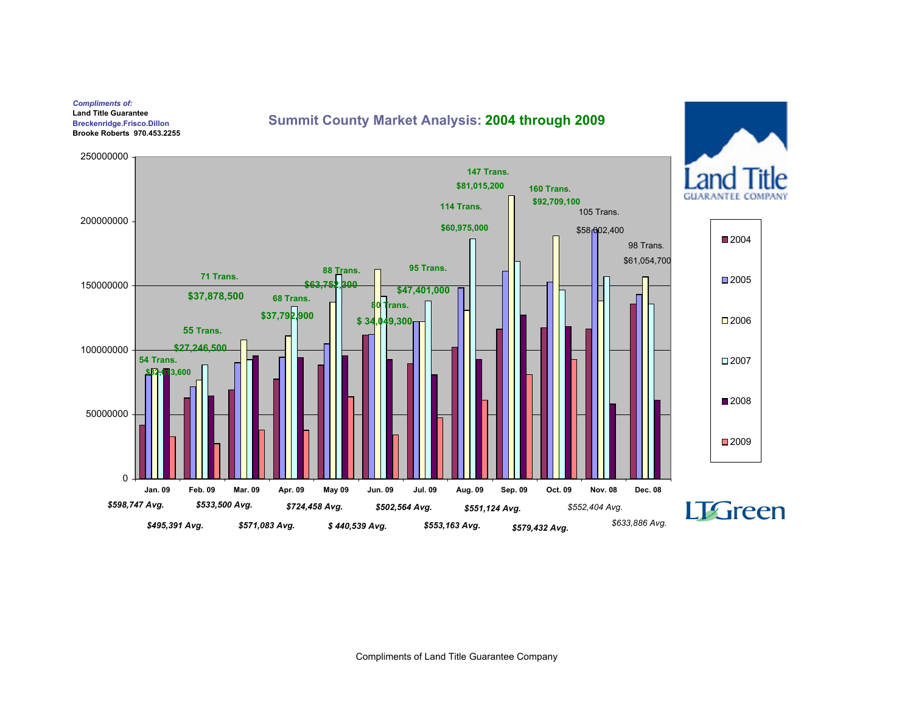*Compliments of:*
**Land Title Guarantee**
**Breckenridge.Frisco.Dillon**
**Brooke Roberts 970.453.2255**

## Summit County Market Analysis: 2004 through 2009

| Month | Transactions | Volume | Avg. |
|---|---|---|---|
| Jan. 09 | 54 Trans. | $32,333,600 | $598,747 Avg. |
| Feb. 09 | 55 Trans. | $27,246,500 | $495,391 Avg. |
| Mar. 09 | 71 Trans. | $37,878,500 | $533,500 Avg. |
| Apr. 09 | 68 Trans. | $37,792,900 | $571,083 Avg. |
| May 09 | 88 Trans. | $63,752,300 | $724,458 Avg. |
| Jun. 09 | 80 Trans. | $ 34,049,300 | $ 440,539 Avg. |
| Jul. 09 | 95 Trans. | $47,401,000 | $502,564 Avg. |
| Aug. 09 | 114 Trans. | $60,975,000 | $553,163 Avg. |
| Sep. 09 | 147 Trans. | $81,015,200 | $551,124 Avg. |
| Oct. 09 | 160 Trans. | $92,709,100 | $579,432 Avg. |
| Nov. 08 | 105 Trans. | $58,002,400 | $552,404 Avg. |
| Dec. 08 | 98 Trans. | $61,054,700 | $633,886 Avg. |

Legend: 2004, 2005, 2006, 2007, 2008, 2009

Land Title GUARANTEE COMPANY

LTGreen

Compliments of Land Title Guarantee Company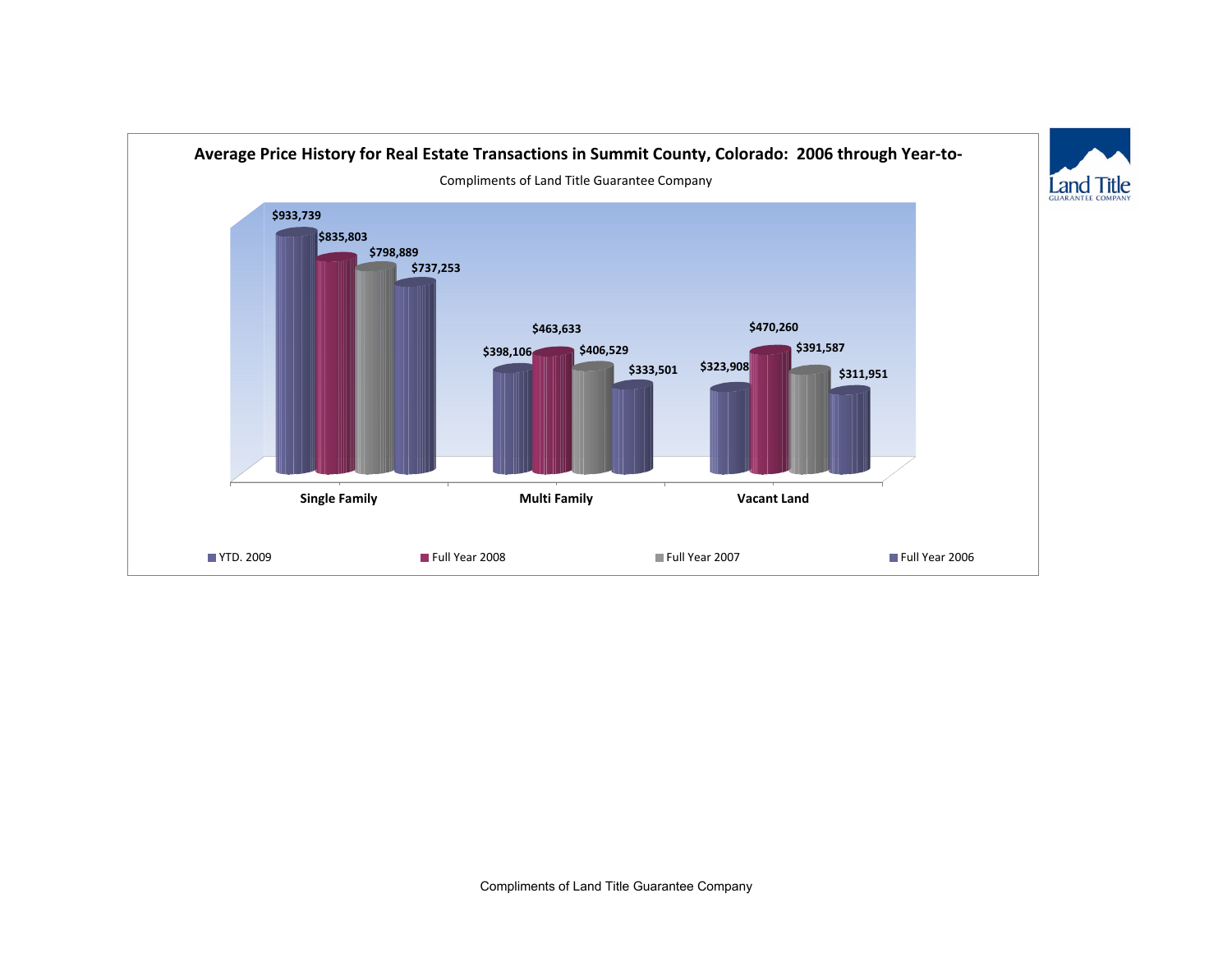## Average Price History for Real Estate Transactions in Summit County, Colorado: 2006 through Year-to-

Compliments of Land Title Guarantee Company

| | YTD. 2009 | Full Year 2008 | Full Year 2007 | Full Year 2006 |
|---|---|---|---|---|
| Single Family | $933,739 | $835,803 | $798,889 | $737,253 |
| Multi Family | $398,106 | $463,633 | $406,529 | $333,501 |
| Vacant Land | $323,908 | $470,260 | $391,587 | $311,951 |

Compliments of Land Title Guarantee Company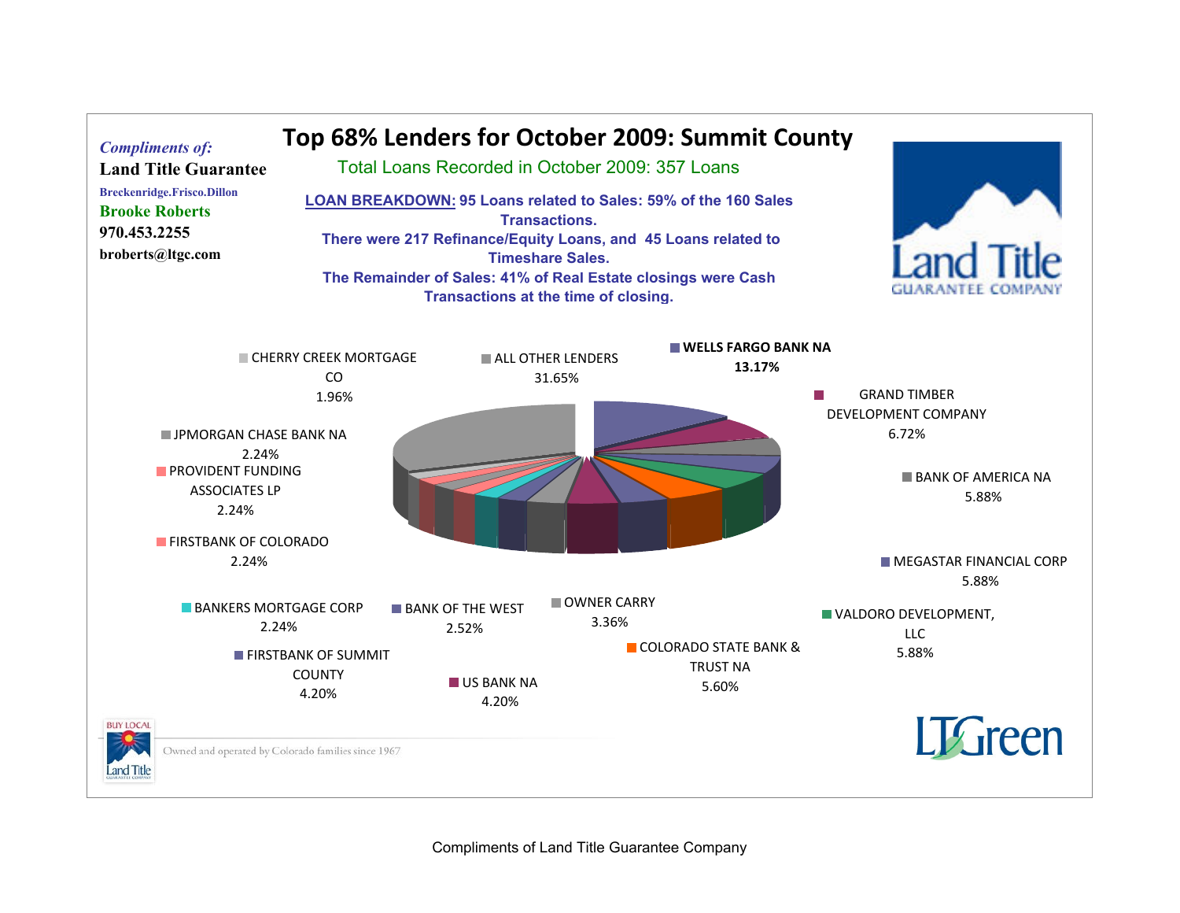*Compliments of:*

**Land Title Guarantee**

**Breckenridge.Frisco.Dillon**

**Brooke Roberts**

**970.453.2255**

**broberts@ltgc.com**

# Top 68% Lenders for October 2009: Summit County

## Total Loans Recorded in October 2009: 357 Loans

**LOAN BREAKDOWN: 95 Loans related to Sales: 59% of the 160 Sales Transactions.**

**There were 217 Refinance/Equity Loans, and 45 Loans related to Timeshare Sales.**

**The Remainder of Sales: 41% of Real Estate closings were Cash Transactions at the time of closing.**

| Lender | Percentage |
|---|---|
| WELLS FARGO BANK NA | 13.17% |
| GRAND TIMBER DEVELOPMENT COMPANY | 6.72% |
| BANK OF AMERICA NA | 5.88% |
| MEGASTAR FINANCIAL CORP | 5.88% |
| VALDORO DEVELOPMENT, LLC | 5.88% |
| COLORADO STATE BANK & TRUST NA | 5.60% |
| US BANK NA | 4.20% |
| OWNER CARRY | 3.36% |
| FIRSTBANK OF SUMMIT COUNTY | 4.20% |
| BANK OF THE WEST | 2.52% |
| BANKERS MORTGAGE CORP | 2.24% |
| FIRSTBANK OF COLORADO | 2.24% |
| PROVIDENT FUNDING ASSOCIATES LP | 2.24% |
| JPMORGAN CHASE BANK NA | 2.24% |
| CHERRY CREEK MORTGAGE CO | 1.96% |
| ALL OTHER LENDERS | 31.65% |

Owned and operated by Colorado families since 1967

Compliments of Land Title Guarantee Company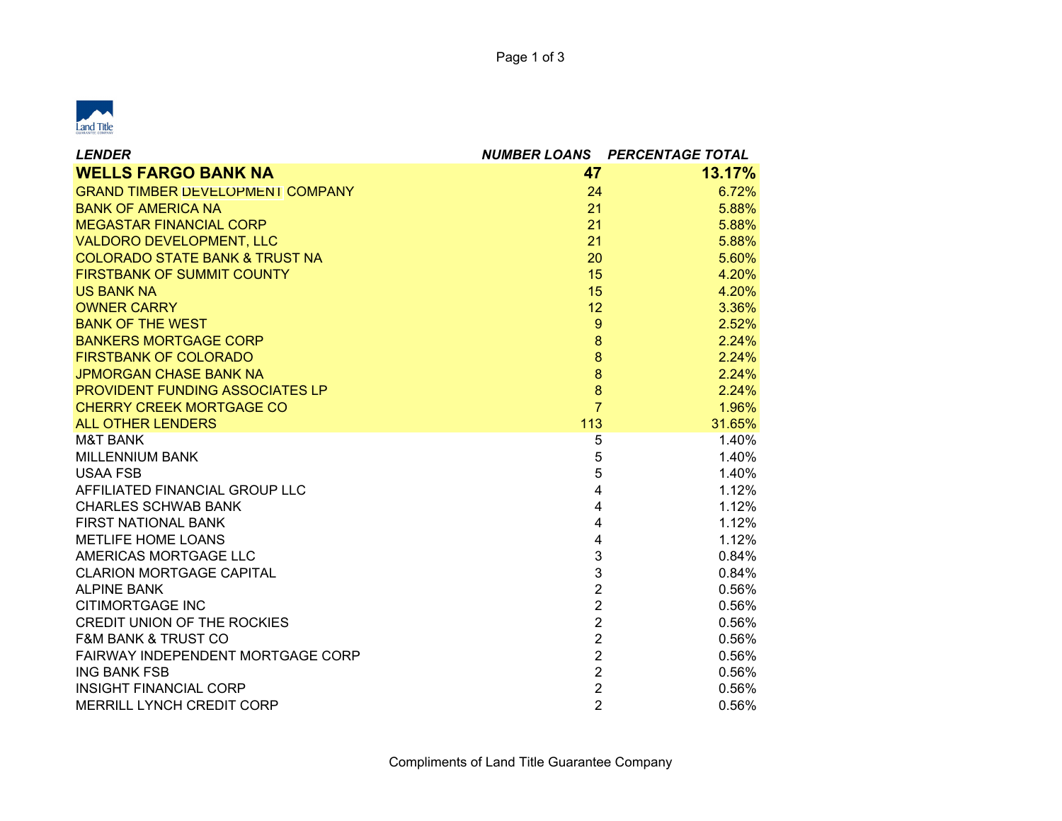| LENDER | NUMBER LOANS | PERCENTAGE TOTAL |
|---|---|---|
| **WELLS FARGO BANK NA** | **47** | **13.17%** |
| GRAND TIMBER DEVELOPMENT COMPANY | 24 | 6.72% |
| BANK OF AMERICA NA | 21 | 5.88% |
| MEGASTAR FINANCIAL CORP | 21 | 5.88% |
| VALDORO DEVELOPMENT, LLC | 21 | 5.88% |
| COLORADO STATE BANK & TRUST NA | 20 | 5.60% |
| FIRSTBANK OF SUMMIT COUNTY | 15 | 4.20% |
| US BANK NA | 15 | 4.20% |
| OWNER CARRY | 12 | 3.36% |
| BANK OF THE WEST | 9 | 2.52% |
| BANKERS MORTGAGE CORP | 8 | 2.24% |
| FIRSTBANK OF COLORADO | 8 | 2.24% |
| JPMORGAN CHASE BANK NA | 8 | 2.24% |
| PROVIDENT FUNDING ASSOCIATES LP | 8 | 2.24% |
| CHERRY CREEK MORTGAGE CO | 7 | 1.96% |
| ALL OTHER LENDERS | 113 | 31.65% |
| M&T BANK | 5 | 1.40% |
| MILLENNIUM BANK | 5 | 1.40% |
| USAA FSB | 5 | 1.40% |
| AFFILIATED FINANCIAL GROUP LLC | 4 | 1.12% |
| CHARLES SCHWAB BANK | 4 | 1.12% |
| FIRST NATIONAL BANK | 4 | 1.12% |
| METLIFE HOME LOANS | 4 | 1.12% |
| AMERICAS MORTGAGE LLC | 3 | 0.84% |
| CLARION MORTGAGE CAPITAL | 3 | 0.84% |
| ALPINE BANK | 2 | 0.56% |
| CITIMORTGAGE INC | 2 | 0.56% |
| CREDIT UNION OF THE ROCKIES | 2 | 0.56% |
| F&M BANK & TRUST CO | 2 | 0.56% |
| FAIRWAY INDEPENDENT MORTGAGE CORP | 2 | 0.56% |
| ING BANK FSB | 2 | 0.56% |
| INSIGHT FINANCIAL CORP | 2 | 0.56% |
| MERRILL LYNCH CREDIT CORP | 2 | 0.56% |

Compliments of Land Title Guarantee Company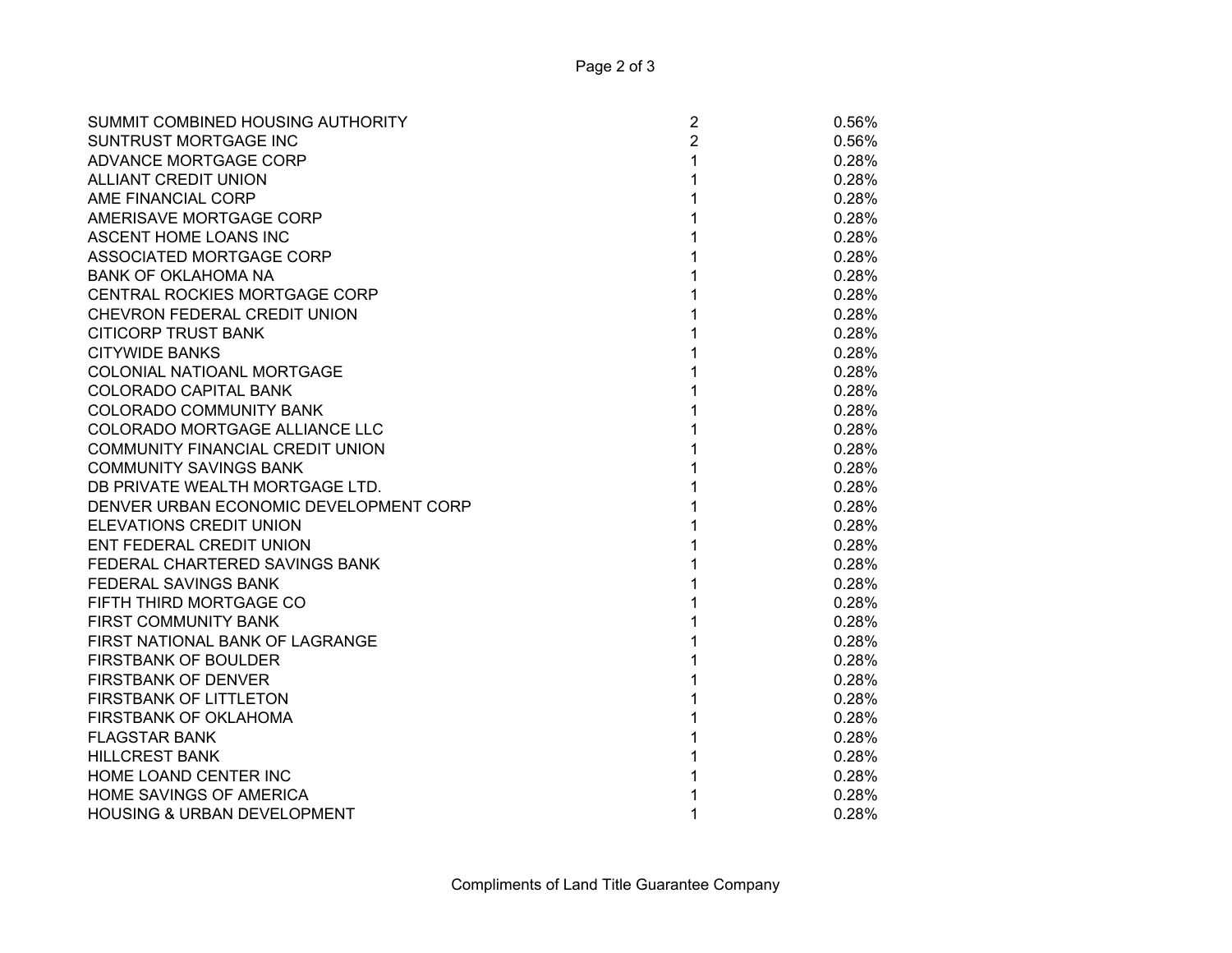| | | |
|---|---|---|
| SUMMIT COMBINED HOUSING AUTHORITY | 2 | 0.56% |
| SUNTRUST MORTGAGE INC | 2 | 0.56% |
| ADVANCE MORTGAGE CORP | 1 | 0.28% |
| ALLIANT CREDIT UNION | 1 | 0.28% |
| AME FINANCIAL CORP | 1 | 0.28% |
| AMERISAVE MORTGAGE CORP | 1 | 0.28% |
| ASCENT HOME LOANS INC | 1 | 0.28% |
| ASSOCIATED MORTGAGE CORP | 1 | 0.28% |
| BANK OF OKLAHOMA NA | 1 | 0.28% |
| CENTRAL ROCKIES MORTGAGE CORP | 1 | 0.28% |
| CHEVRON FEDERAL CREDIT UNION | 1 | 0.28% |
| CITICORP TRUST BANK | 1 | 0.28% |
| CITYWIDE BANKS | 1 | 0.28% |
| COLONIAL NATIOANL MORTGAGE | 1 | 0.28% |
| COLORADO CAPITAL BANK | 1 | 0.28% |
| COLORADO COMMUNITY BANK | 1 | 0.28% |
| COLORADO MORTGAGE ALLIANCE LLC | 1 | 0.28% |
| COMMUNITY FINANCIAL CREDIT UNION | 1 | 0.28% |
| COMMUNITY SAVINGS BANK | 1 | 0.28% |
| DB PRIVATE WEALTH MORTGAGE LTD. | 1 | 0.28% |
| DENVER URBAN ECONOMIC DEVELOPMENT CORP | 1 | 0.28% |
| ELEVATIONS CREDIT UNION | 1 | 0.28% |
| ENT FEDERAL CREDIT UNION | 1 | 0.28% |
| FEDERAL CHARTERED SAVINGS BANK | 1 | 0.28% |
| FEDERAL SAVINGS BANK | 1 | 0.28% |
| FIFTH THIRD MORTGAGE CO | 1 | 0.28% |
| FIRST COMMUNITY BANK | 1 | 0.28% |
| FIRST NATIONAL BANK OF LAGRANGE | 1 | 0.28% |
| FIRSTBANK OF BOULDER | 1 | 0.28% |
| FIRSTBANK OF DENVER | 1 | 0.28% |
| FIRSTBANK OF LITTLETON | 1 | 0.28% |
| FIRSTBANK OF OKLAHOMA | 1 | 0.28% |
| FLAGSTAR BANK | 1 | 0.28% |
| HILLCREST BANK | 1 | 0.28% |
| HOME LOAND CENTER INC | 1 | 0.28% |
| HOME SAVINGS OF AMERICA | 1 | 0.28% |
| HOUSING & URBAN DEVELOPMENT | 1 | 0.28% |

Compliments of Land Title Guarantee Company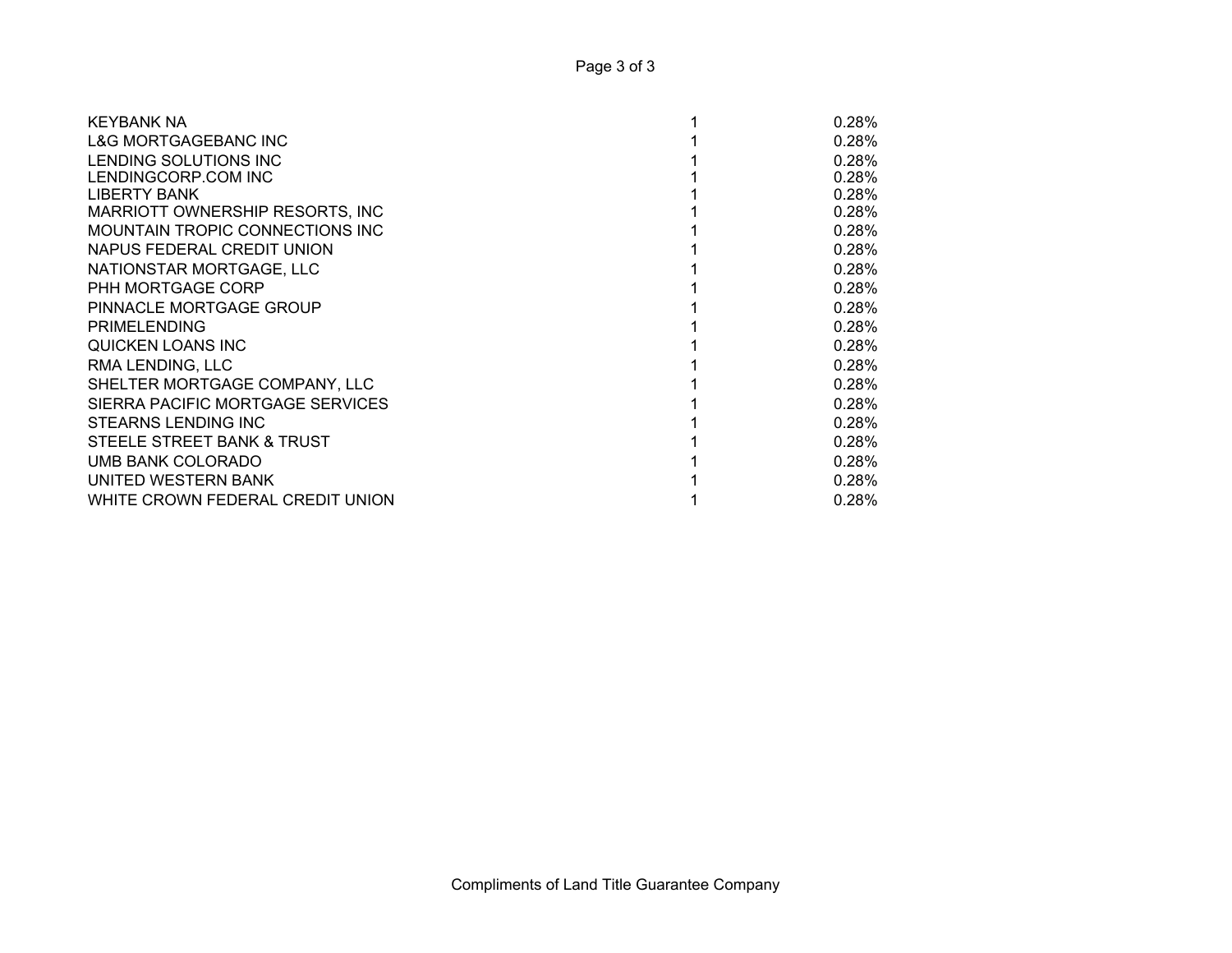| | | |
|---|---|---|
| KEYBANK NA | 1 | 0.28% |
| L&G MORTGAGEBANC INC | 1 | 0.28% |
| LENDING SOLUTIONS INC | 1 | 0.28% |
| LENDINGCORP.COM INC | 1 | 0.28% |
| LIBERTY BANK | 1 | 0.28% |
| MARRIOTT OWNERSHIP RESORTS, INC | 1 | 0.28% |
| MOUNTAIN TROPIC CONNECTIONS INC | 1 | 0.28% |
| NAPUS FEDERAL CREDIT UNION | 1 | 0.28% |
| NATIONSTAR MORTGAGE, LLC | 1 | 0.28% |
| PHH MORTGAGE CORP | 1 | 0.28% |
| PINNACLE MORTGAGE GROUP | 1 | 0.28% |
| PRIMELENDING | 1 | 0.28% |
| QUICKEN LOANS INC | 1 | 0.28% |
| RMA LENDING, LLC | 1 | 0.28% |
| SHELTER MORTGAGE COMPANY, LLC | 1 | 0.28% |
| SIERRA PACIFIC MORTGAGE SERVICES | 1 | 0.28% |
| STEARNS LENDING INC | 1 | 0.28% |
| STEELE STREET BANK & TRUST | 1 | 0.28% |
| UMB BANK COLORADO | 1 | 0.28% |
| UNITED WESTERN BANK | 1 | 0.28% |
| WHITE CROWN FEDERAL CREDIT UNION | 1 | 0.28% |

Compliments of Land Title Guarantee Company